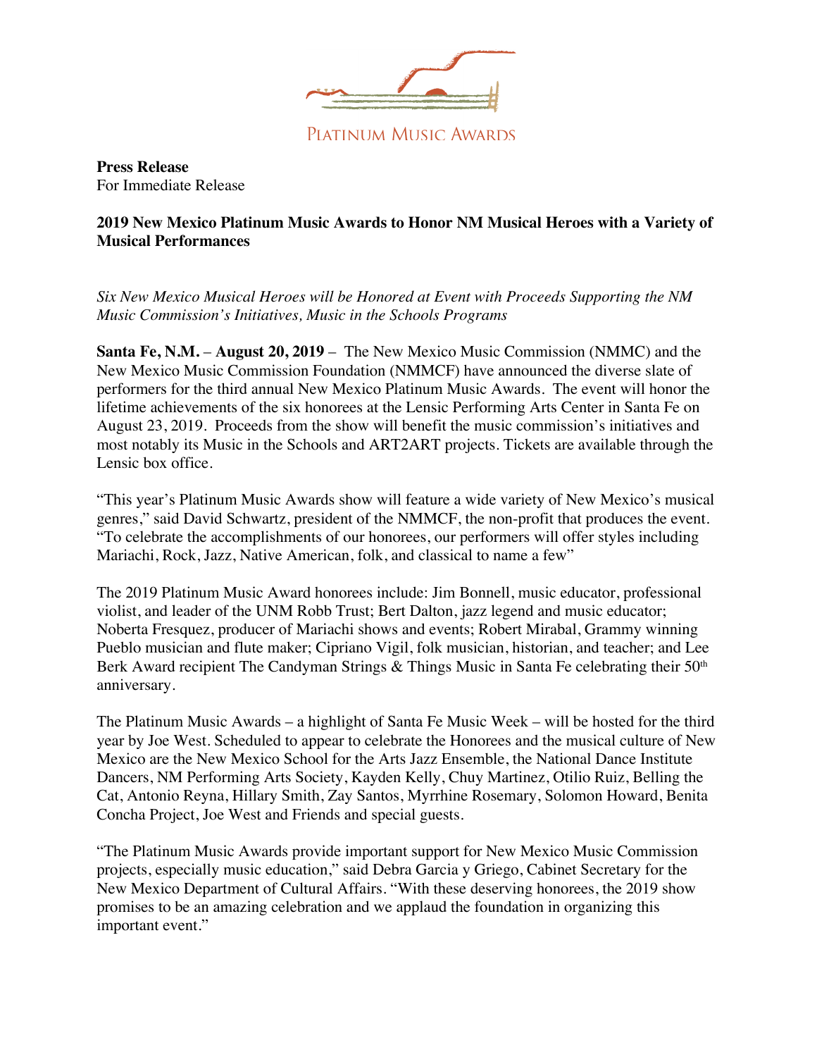PLATINUM MUSIC AWARDS

**Press Release**
For Immediate Release

**2019 New Mexico Platinum Music Awards to Honor NM Musical Heroes with a Variety of Musical Performances**

*Six New Mexico Musical Heroes will be Honored at Event with Proceeds Supporting the NM Music Commission's Initiatives, Music in the Schools Programs*

**Santa Fe, N.M. – August 20, 2019** – The New Mexico Music Commission (NMMC) and the New Mexico Music Commission Foundation (NMMCF) have announced the diverse slate of performers for the third annual New Mexico Platinum Music Awards. The event will honor the lifetime achievements of the six honorees at the Lensic Performing Arts Center in Santa Fe on August 23, 2019. Proceeds from the show will benefit the music commission's initiatives and most notably its Music in the Schools and ART2ART projects. Tickets are available through the Lensic box office.

"This year's Platinum Music Awards show will feature a wide variety of New Mexico's musical genres," said David Schwartz, president of the NMMCF, the non-profit that produces the event. "To celebrate the accomplishments of our honorees, our performers will offer styles including Mariachi, Rock, Jazz, Native American, folk, and classical to name a few"

The 2019 Platinum Music Award honorees include: Jim Bonnell, music educator, professional violist, and leader of the UNM Robb Trust; Bert Dalton, jazz legend and music educator; Noberta Fresquez, producer of Mariachi shows and events; Robert Mirabal, Grammy winning Pueblo musician and flute maker; Cipriano Vigil, folk musician, historian, and teacher; and Lee Berk Award recipient The Candyman Strings & Things Music in Santa Fe celebrating their 50th anniversary.

The Platinum Music Awards – a highlight of Santa Fe Music Week – will be hosted for the third year by Joe West. Scheduled to appear to celebrate the Honorees and the musical culture of New Mexico are the New Mexico School for the Arts Jazz Ensemble, the National Dance Institute Dancers, NM Performing Arts Society, Kayden Kelly, Chuy Martinez, Otilio Ruiz, Belling the Cat, Antonio Reyna, Hillary Smith, Zay Santos, Myrrhine Rosemary, Solomon Howard, Benita Concha Project, Joe West and Friends and special guests.

"The Platinum Music Awards provide important support for New Mexico Music Commission projects, especially music education," said Debra Garcia y Griego, Cabinet Secretary for the New Mexico Department of Cultural Affairs. "With these deserving honorees, the 2019 show promises to be an amazing celebration and we applaud the foundation in organizing this important event."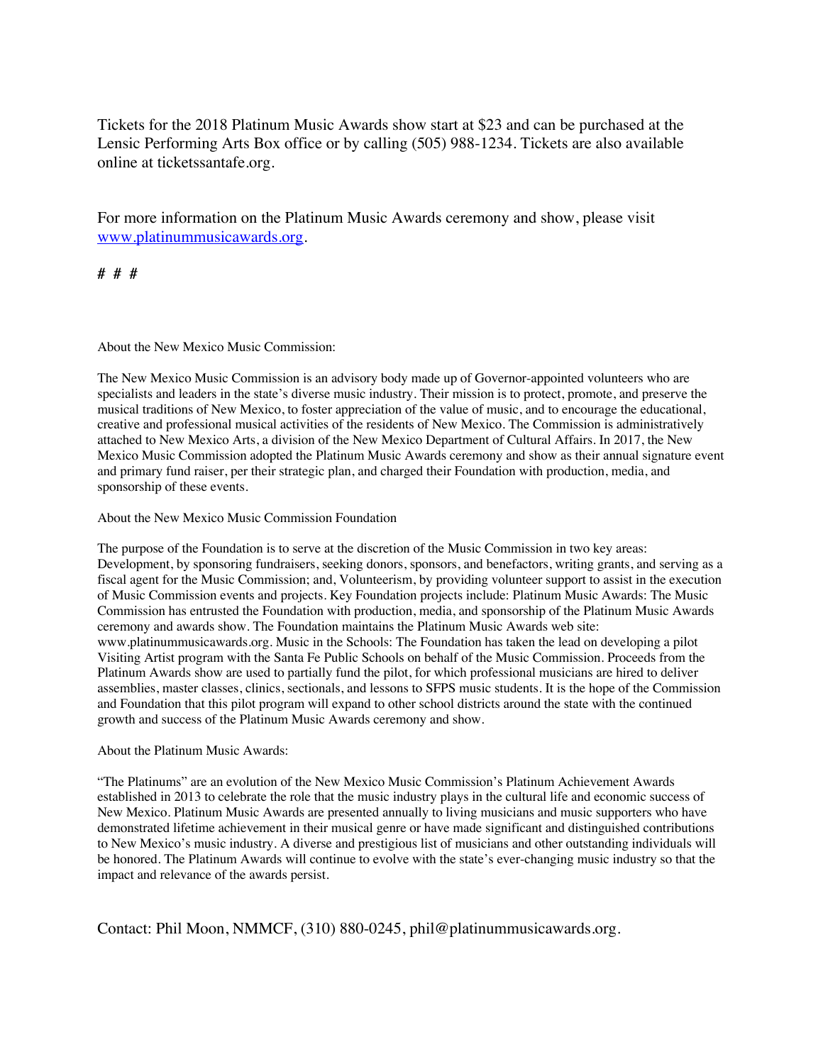Tickets for the 2018 Platinum Music Awards show start at $23 and can be purchased at the Lensic Performing Arts Box office or by calling (505) 988-1234. Tickets are also available online at ticketssantafe.org.

For more information on the Platinum Music Awards ceremony and show, please visit [www.platinummusicawards.org](www.platinummusicawards.org).

**# # #**

About the New Mexico Music Commission:

The New Mexico Music Commission is an advisory body made up of Governor-appointed volunteers who are specialists and leaders in the state's diverse music industry. Their mission is to protect, promote, and preserve the musical traditions of New Mexico, to foster appreciation of the value of music, and to encourage the educational, creative and professional musical activities of the residents of New Mexico. The Commission is administratively attached to New Mexico Arts, a division of the New Mexico Department of Cultural Affairs. In 2017, the New Mexico Music Commission adopted the Platinum Music Awards ceremony and show as their annual signature event and primary fund raiser, per their strategic plan, and charged their Foundation with production, media, and sponsorship of these events.

About the New Mexico Music Commission Foundation

The purpose of the Foundation is to serve at the discretion of the Music Commission in two key areas: Development, by sponsoring fundraisers, seeking donors, sponsors, and benefactors, writing grants, and serving as a fiscal agent for the Music Commission; and, Volunteerism, by providing volunteer support to assist in the execution of Music Commission events and projects. Key Foundation projects include: Platinum Music Awards: The Music Commission has entrusted the Foundation with production, media, and sponsorship of the Platinum Music Awards ceremony and awards show. The Foundation maintains the Platinum Music Awards web site: www.platinummusicawards.org. Music in the Schools: The Foundation has taken the lead on developing a pilot Visiting Artist program with the Santa Fe Public Schools on behalf of the Music Commission. Proceeds from the Platinum Awards show are used to partially fund the pilot, for which professional musicians are hired to deliver assemblies, master classes, clinics, sectionals, and lessons to SFPS music students. It is the hope of the Commission and Foundation that this pilot program will expand to other school districts around the state with the continued growth and success of the Platinum Music Awards ceremony and show.

About the Platinum Music Awards:

"The Platinums" are an evolution of the New Mexico Music Commission's Platinum Achievement Awards established in 2013 to celebrate the role that the music industry plays in the cultural life and economic success of New Mexico. Platinum Music Awards are presented annually to living musicians and music supporters who have demonstrated lifetime achievement in their musical genre or have made significant and distinguished contributions to New Mexico's music industry. A diverse and prestigious list of musicians and other outstanding individuals will be honored. The Platinum Awards will continue to evolve with the state's ever-changing music industry so that the impact and relevance of the awards persist.

Contact: Phil Moon, NMMCF, (310) 880-0245, phil@platinummusicawards.org.